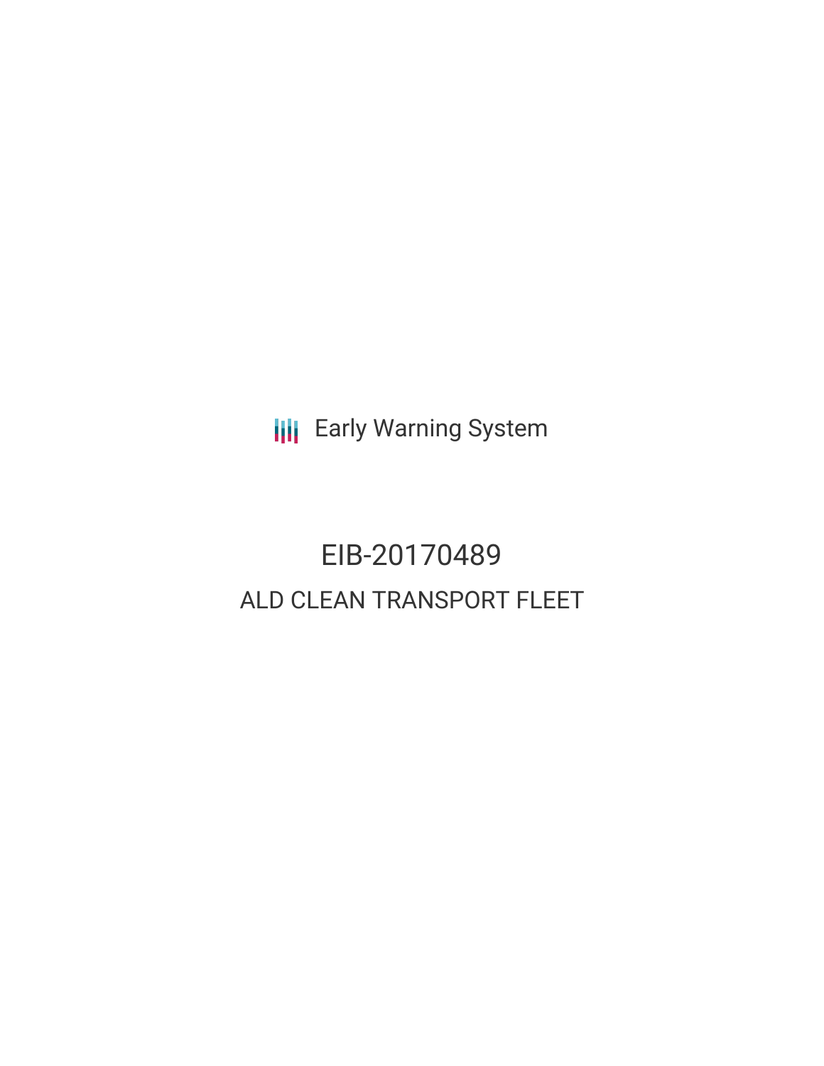Early Warning System

# EIB-20170489

## ALD CLEAN TRANSPORT FLEET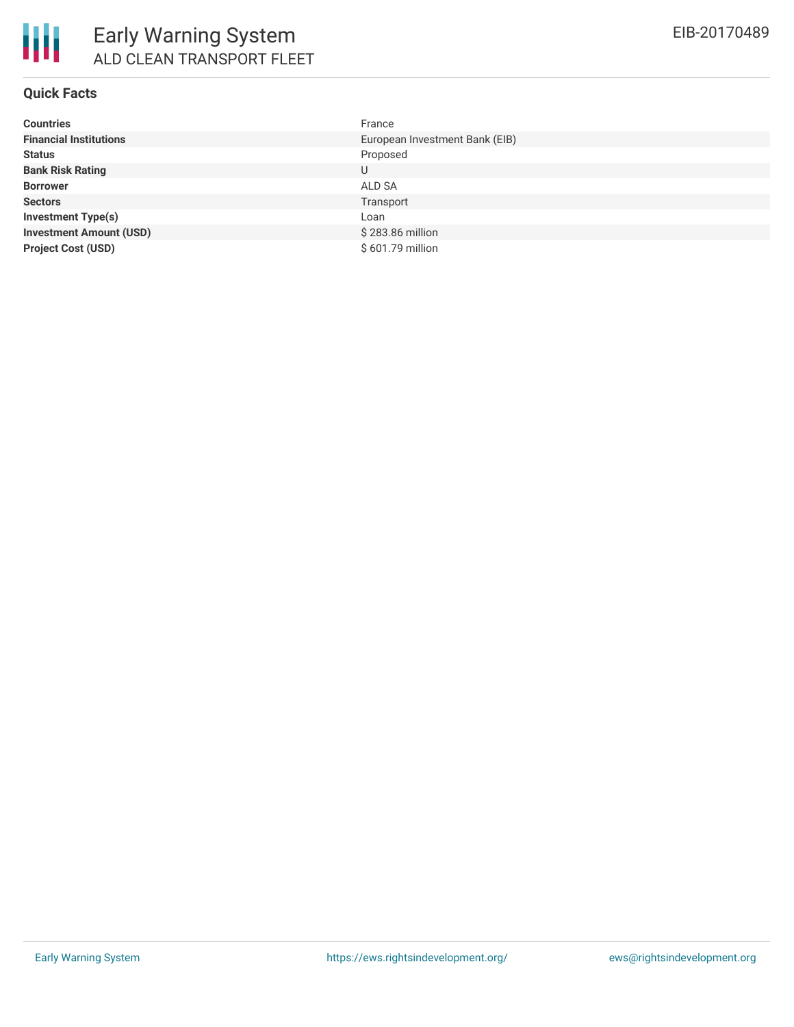# Early Warning System

## ALD CLEAN TRANSPORT FLEET

EIB-20170489

### Quick Facts

| | |
|---|---|
| **Countries** | France |
| **Financial Institutions** | European Investment Bank (EIB) |
| **Status** | Proposed |
| **Bank Risk Rating** | U |
| **Borrower** | ALD SA |
| **Sectors** | Transport |
| **Investment Type(s)** | Loan |
| **Investment Amount (USD)** | $ 283.86 million |
| **Project Cost (USD)** | $ 601.79 million |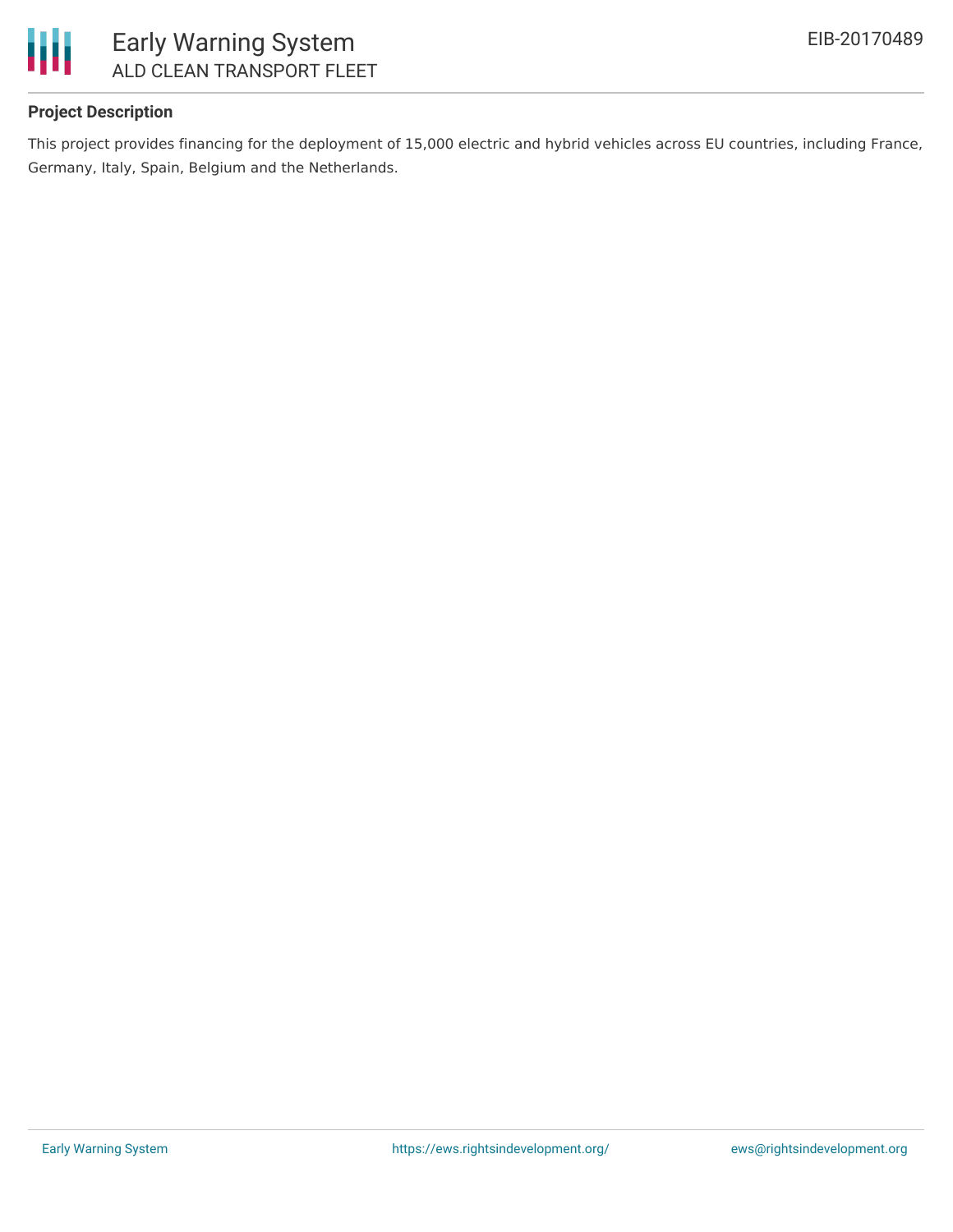### Project Description

This project provides financing for the deployment of 15,000 electric and hybrid vehicles across EU countries, including France, Germany, Italy, Spain, Belgium and the Netherlands.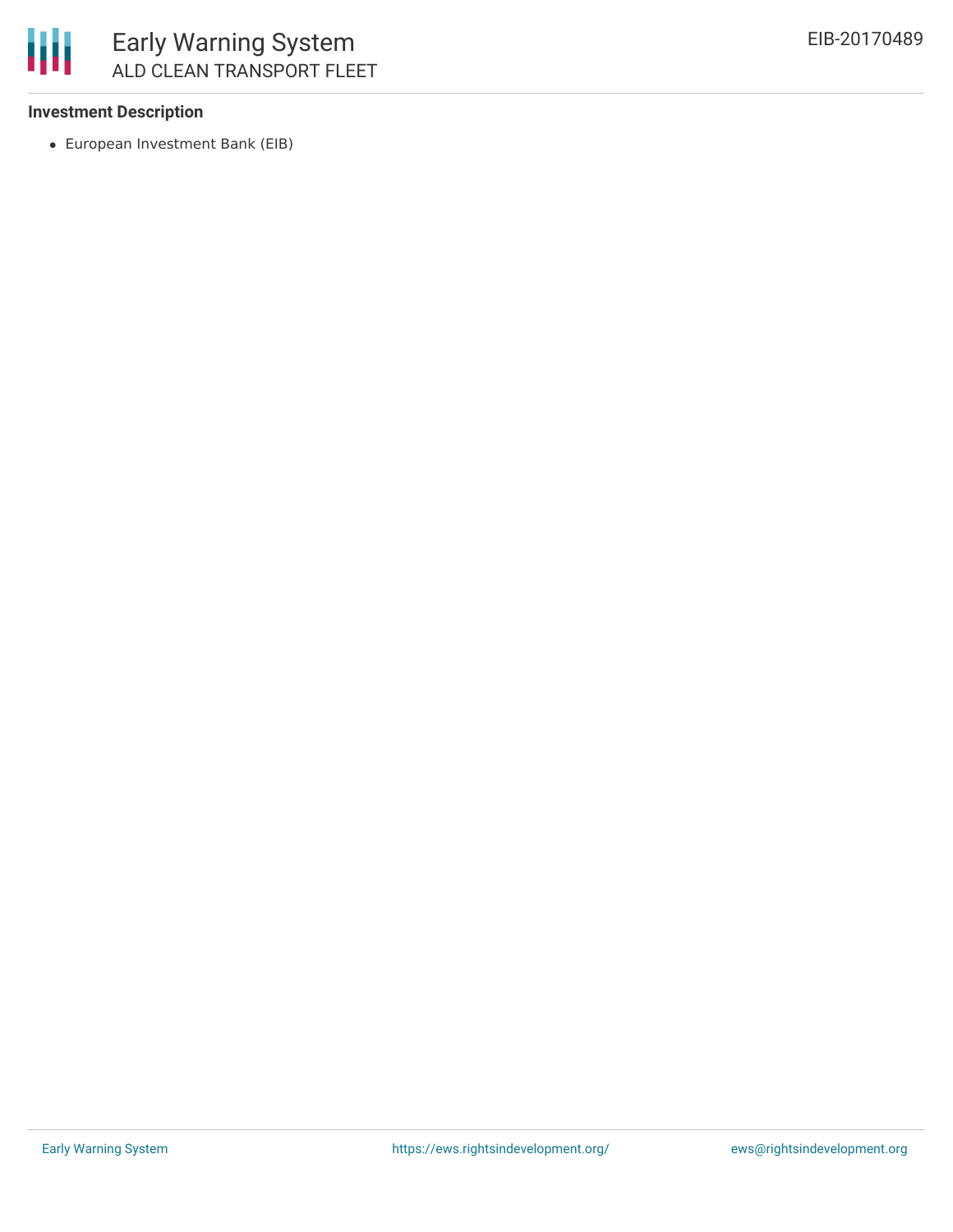**Investment Description**

- European Investment Bank (EIB)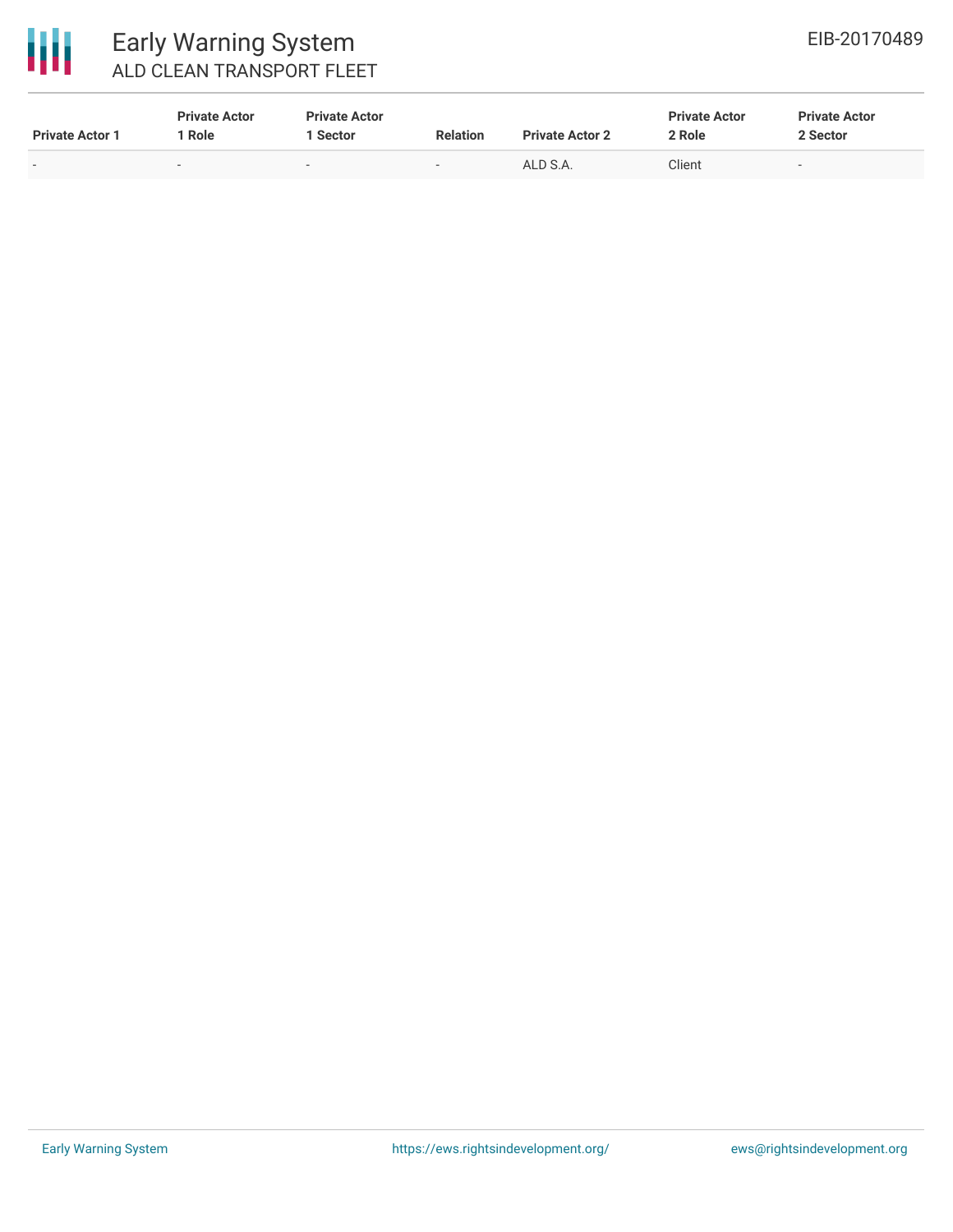| Private Actor 1 | Private Actor 1 Role | Private Actor 1 Sector | Relation | Private Actor 2 | Private Actor 2 Role | Private Actor 2 Sector |
|---|---|---|---|---|---|---|
| - | - | - | - | ALD S.A. | Client | - |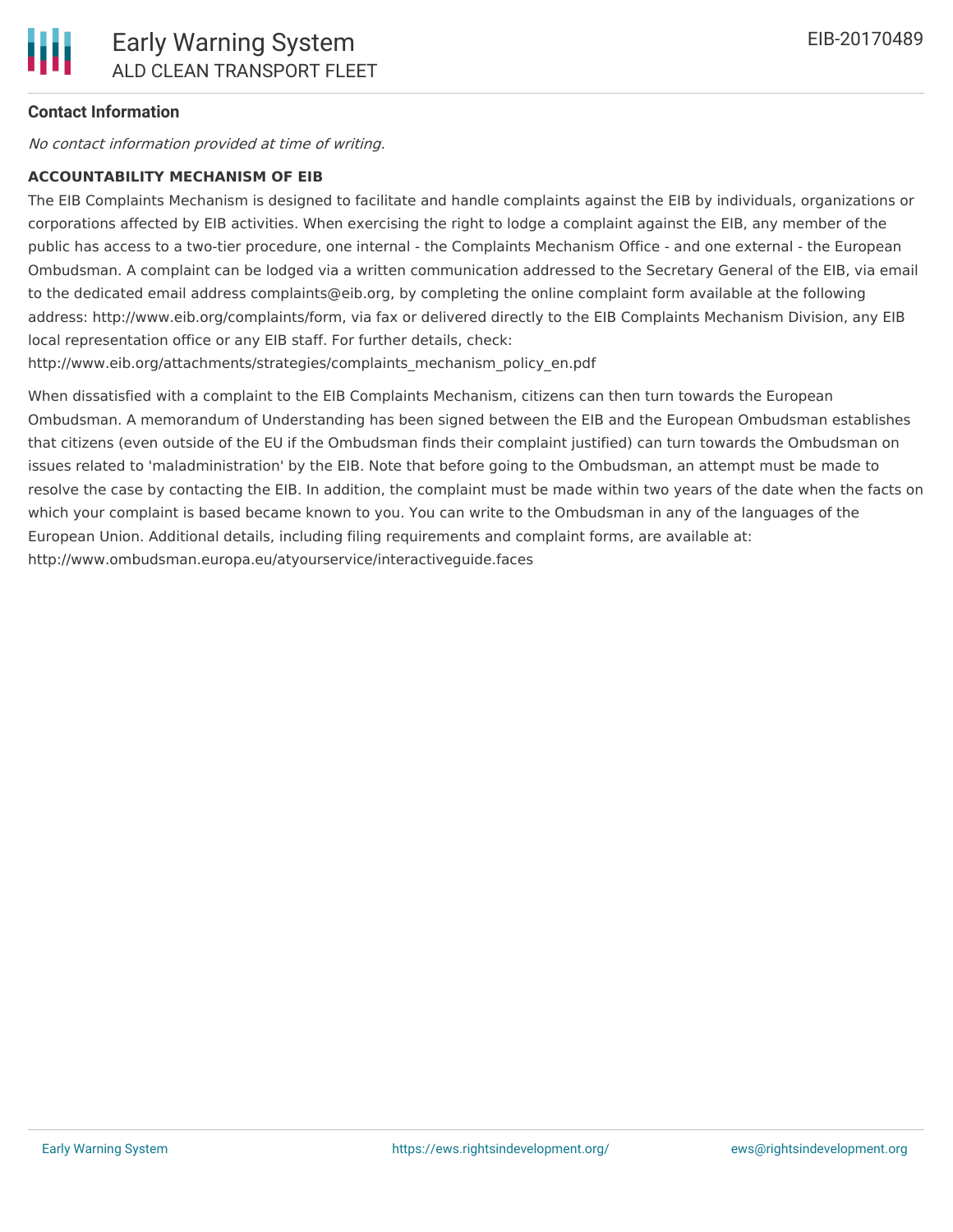### Contact Information

*No contact information provided at time of writing.*

#### ACCOUNTABILITY MECHANISM OF EIB

The EIB Complaints Mechanism is designed to facilitate and handle complaints against the EIB by individuals, organizations or corporations affected by EIB activities. When exercising the right to lodge a complaint against the EIB, any member of the public has access to a two-tier procedure, one internal - the Complaints Mechanism Office - and one external - the European Ombudsman. A complaint can be lodged via a written communication addressed to the Secretary General of the EIB, via email to the dedicated email address complaints@eib.org, by completing the online complaint form available at the following address: http://www.eib.org/complaints/form, via fax or delivered directly to the EIB Complaints Mechanism Division, any EIB local representation office or any EIB staff. For further details, check: http://www.eib.org/attachments/strategies/complaints_mechanism_policy_en.pdf

When dissatisfied with a complaint to the EIB Complaints Mechanism, citizens can then turn towards the European Ombudsman. A memorandum of Understanding has been signed between the EIB and the European Ombudsman establishes that citizens (even outside of the EU if the Ombudsman finds their complaint justified) can turn towards the Ombudsman on issues related to 'maladministration' by the EIB. Note that before going to the Ombudsman, an attempt must be made to resolve the case by contacting the EIB. In addition, the complaint must be made within two years of the date when the facts on which your complaint is based became known to you. You can write to the Ombudsman in any of the languages of the European Union. Additional details, including filing requirements and complaint forms, are available at: http://www.ombudsman.europa.eu/atyourservice/interactiveguide.faces